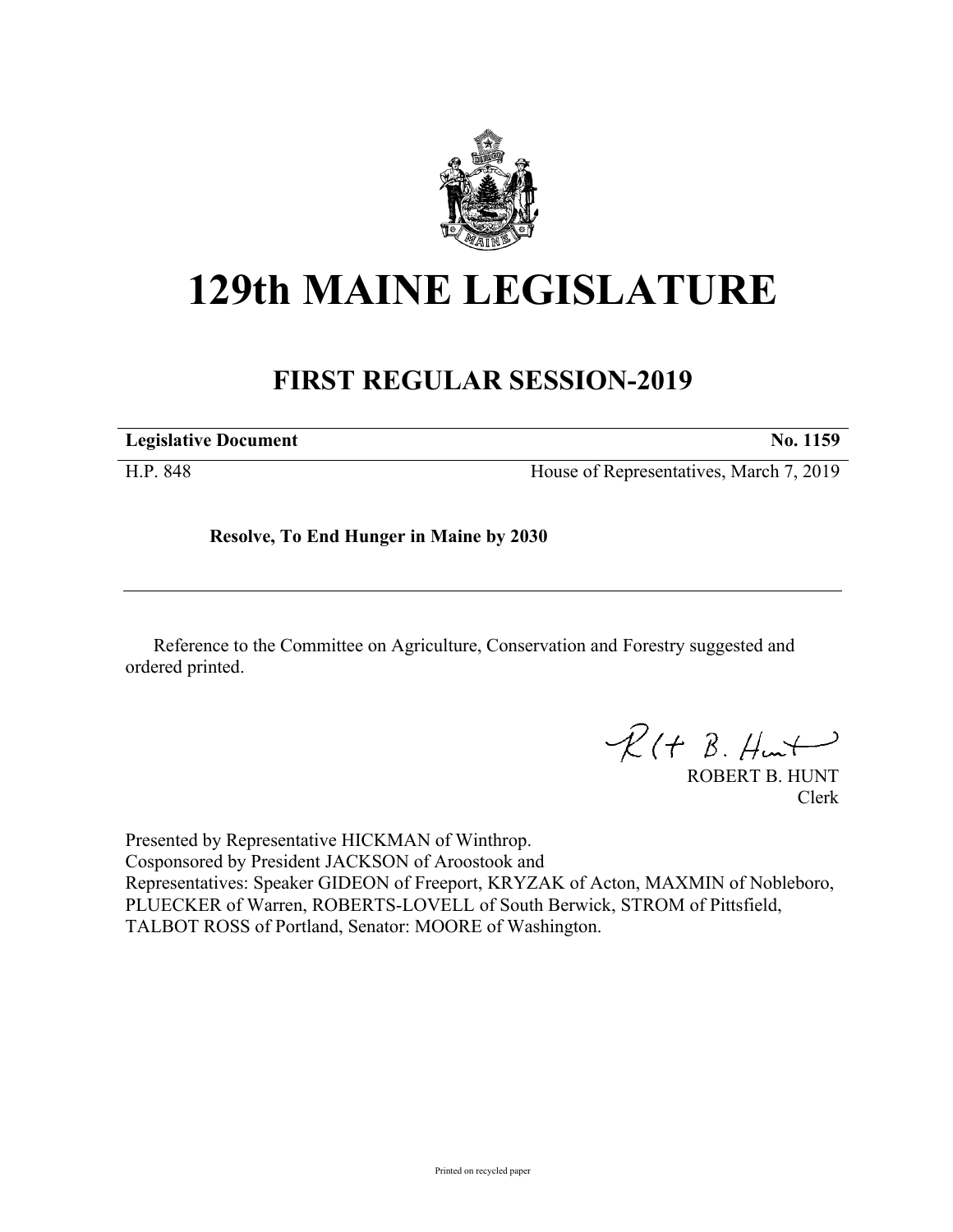# 129th MAINE LEGISLATURE

## FIRST REGULAR SESSION-2019

**Legislative Document** **No. 1159**

H.P. 848 House of Representatives, March 7, 2019

**Resolve, To End Hunger in Maine by 2030**

Reference to the Committee on Agriculture, Conservation and Forestry suggested and ordered printed.

ROBERT B. HUNT
Clerk

Presented by Representative HICKMAN of Winthrop.
Cosponsored by President JACKSON of Aroostook and
Representatives: Speaker GIDEON of Freeport, KRYZAK of Acton, MAXMIN of Nobleboro, PLUECKER of Warren, ROBERTS-LOVELL of South Berwick, STROM of Pittsfield, TALBOT ROSS of Portland, Senator: MOORE of Washington.

Printed on recycled paper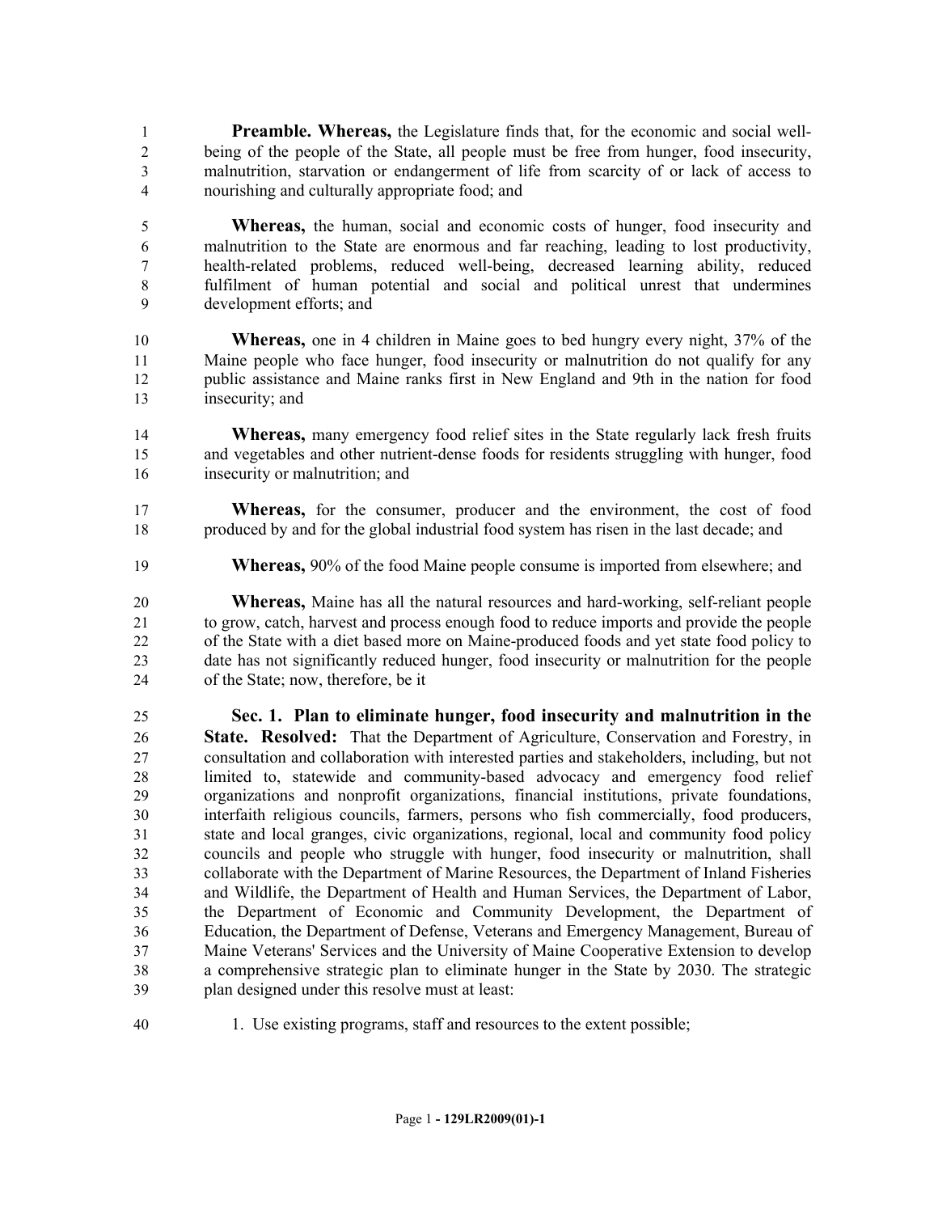**Preamble. Whereas,** the Legislature finds that, for the economic and social well-being of the people of the State, all people must be free from hunger, food insecurity, malnutrition, starvation or endangerment of life from scarcity of or lack of access to nourishing and culturally appropriate food; and

**Whereas,** the human, social and economic costs of hunger, food insecurity and malnutrition to the State are enormous and far reaching, leading to lost productivity, health-related problems, reduced well-being, decreased learning ability, reduced fulfilment of human potential and social and political unrest that undermines development efforts; and

**Whereas,** one in 4 children in Maine goes to bed hungry every night, 37% of the Maine people who face hunger, food insecurity or malnutrition do not qualify for any public assistance and Maine ranks first in New England and 9th in the nation for food insecurity; and

**Whereas,** many emergency food relief sites in the State regularly lack fresh fruits and vegetables and other nutrient-dense foods for residents struggling with hunger, food insecurity or malnutrition; and

**Whereas,** for the consumer, producer and the environment, the cost of food produced by and for the global industrial food system has risen in the last decade; and

**Whereas,** 90% of the food Maine people consume is imported from elsewhere; and

**Whereas,** Maine has all the natural resources and hard-working, self-reliant people to grow, catch, harvest and process enough food to reduce imports and provide the people of the State with a diet based more on Maine-produced foods and yet state food policy to date has not significantly reduced hunger, food insecurity or malnutrition for the people of the State; now, therefore, be it

**Sec. 1. Plan to eliminate hunger, food insecurity and malnutrition in the State. Resolved:** That the Department of Agriculture, Conservation and Forestry, in consultation and collaboration with interested parties and stakeholders, including, but not limited to, statewide and community-based advocacy and emergency food relief organizations and nonprofit organizations, financial institutions, private foundations, interfaith religious councils, farmers, persons who fish commercially, food producers, state and local granges, civic organizations, regional, local and community food policy councils and people who struggle with hunger, food insecurity or malnutrition, shall collaborate with the Department of Marine Resources, the Department of Inland Fisheries and Wildlife, the Department of Health and Human Services, the Department of Labor, the Department of Economic and Community Development, the Department of Education, the Department of Defense, Veterans and Emergency Management, Bureau of Maine Veterans' Services and the University of Maine Cooperative Extension to develop a comprehensive strategic plan to eliminate hunger in the State by 2030. The strategic plan designed under this resolve must at least:

1. Use existing programs, staff and resources to the extent possible;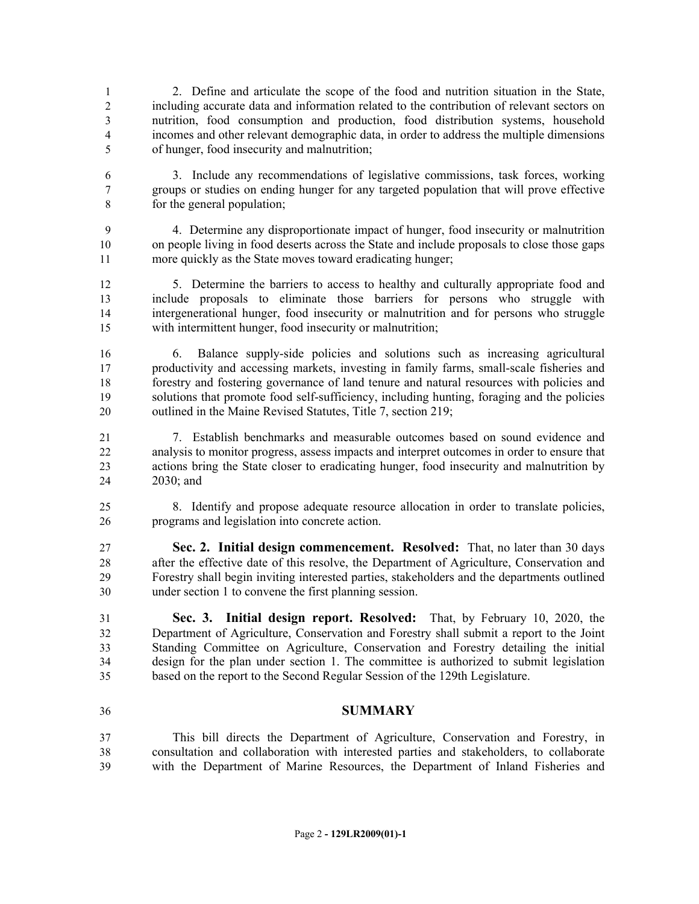2. Define and articulate the scope of the food and nutrition situation in the State, including accurate data and information related to the contribution of relevant sectors on nutrition, food consumption and production, food distribution systems, household incomes and other relevant demographic data, in order to address the multiple dimensions of hunger, food insecurity and malnutrition;

3. Include any recommendations of legislative commissions, task forces, working groups or studies on ending hunger for any targeted population that will prove effective for the general population;

4. Determine any disproportionate impact of hunger, food insecurity or malnutrition on people living in food deserts across the State and include proposals to close those gaps more quickly as the State moves toward eradicating hunger;

5. Determine the barriers to access to healthy and culturally appropriate food and include proposals to eliminate those barriers for persons who struggle with intergenerational hunger, food insecurity or malnutrition and for persons who struggle with intermittent hunger, food insecurity or malnutrition;

6. Balance supply-side policies and solutions such as increasing agricultural productivity and accessing markets, investing in family farms, small-scale fisheries and forestry and fostering governance of land tenure and natural resources with policies and solutions that promote food self-sufficiency, including hunting, foraging and the policies outlined in the Maine Revised Statutes, Title 7, section 219;

7. Establish benchmarks and measurable outcomes based on sound evidence and analysis to monitor progress, assess impacts and interpret outcomes in order to ensure that actions bring the State closer to eradicating hunger, food insecurity and malnutrition by 2030; and

8. Identify and propose adequate resource allocation in order to translate policies, programs and legislation into concrete action.

**Sec. 2. Initial design commencement. Resolved:** That, no later than 30 days after the effective date of this resolve, the Department of Agriculture, Conservation and Forestry shall begin inviting interested parties, stakeholders and the departments outlined under section 1 to convene the first planning session.

**Sec. 3. Initial design report. Resolved:** That, by February 10, 2020, the Department of Agriculture, Conservation and Forestry shall submit a report to the Joint Standing Committee on Agriculture, Conservation and Forestry detailing the initial design for the plan under section 1. The committee is authorized to submit legislation based on the report to the Second Regular Session of the 129th Legislature.

## SUMMARY

This bill directs the Department of Agriculture, Conservation and Forestry, in consultation and collaboration with interested parties and stakeholders, to collaborate with the Department of Marine Resources, the Department of Inland Fisheries and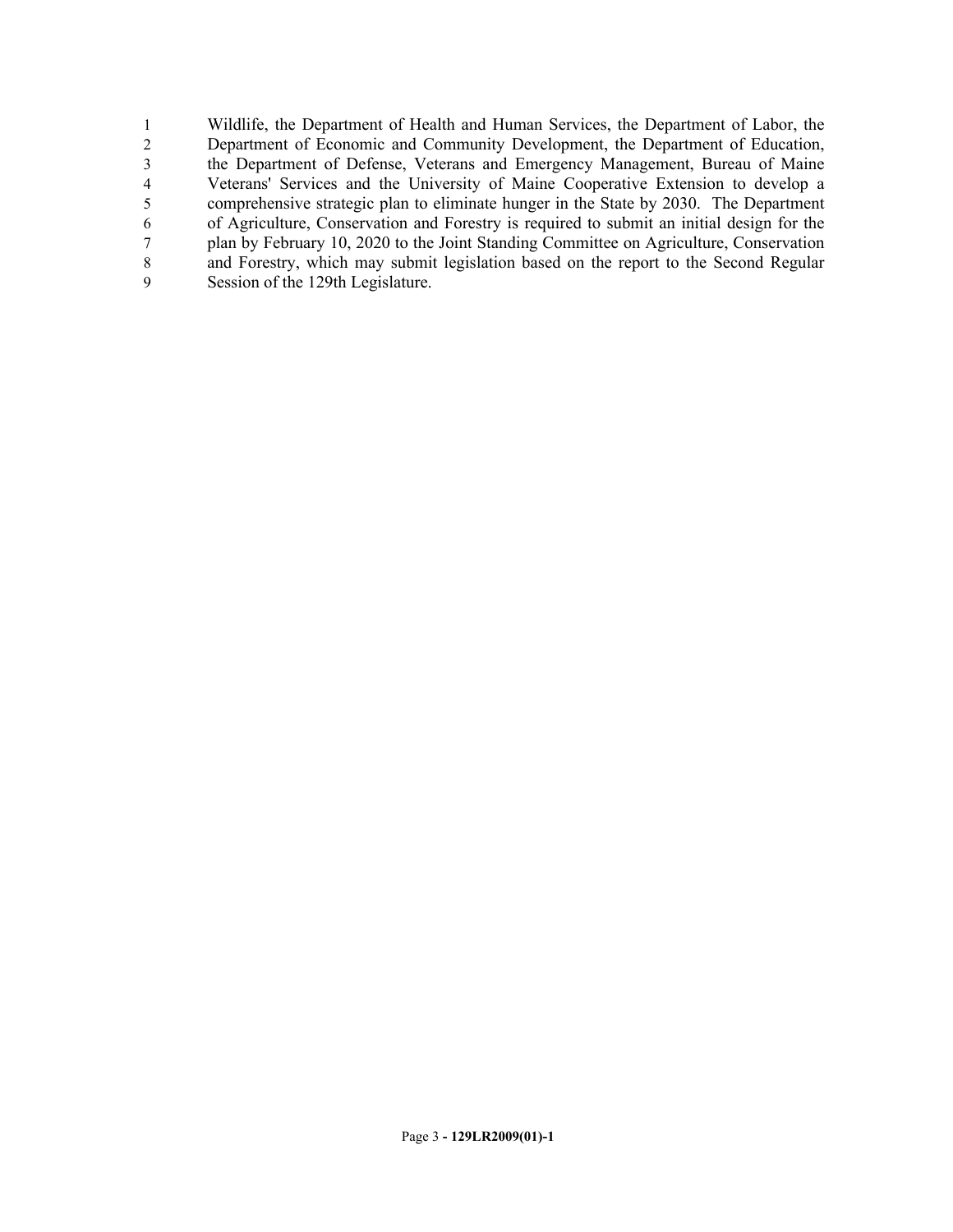Wildlife, the Department of Health and Human Services, the Department of Labor, the Department of Economic and Community Development, the Department of Education, the Department of Defense, Veterans and Emergency Management, Bureau of Maine Veterans' Services and the University of Maine Cooperative Extension to develop a comprehensive strategic plan to eliminate hunger in the State by 2030. The Department of Agriculture, Conservation and Forestry is required to submit an initial design for the plan by February 10, 2020 to the Joint Standing Committee on Agriculture, Conservation and Forestry, which may submit legislation based on the report to the Second Regular Session of the 129th Legislature.